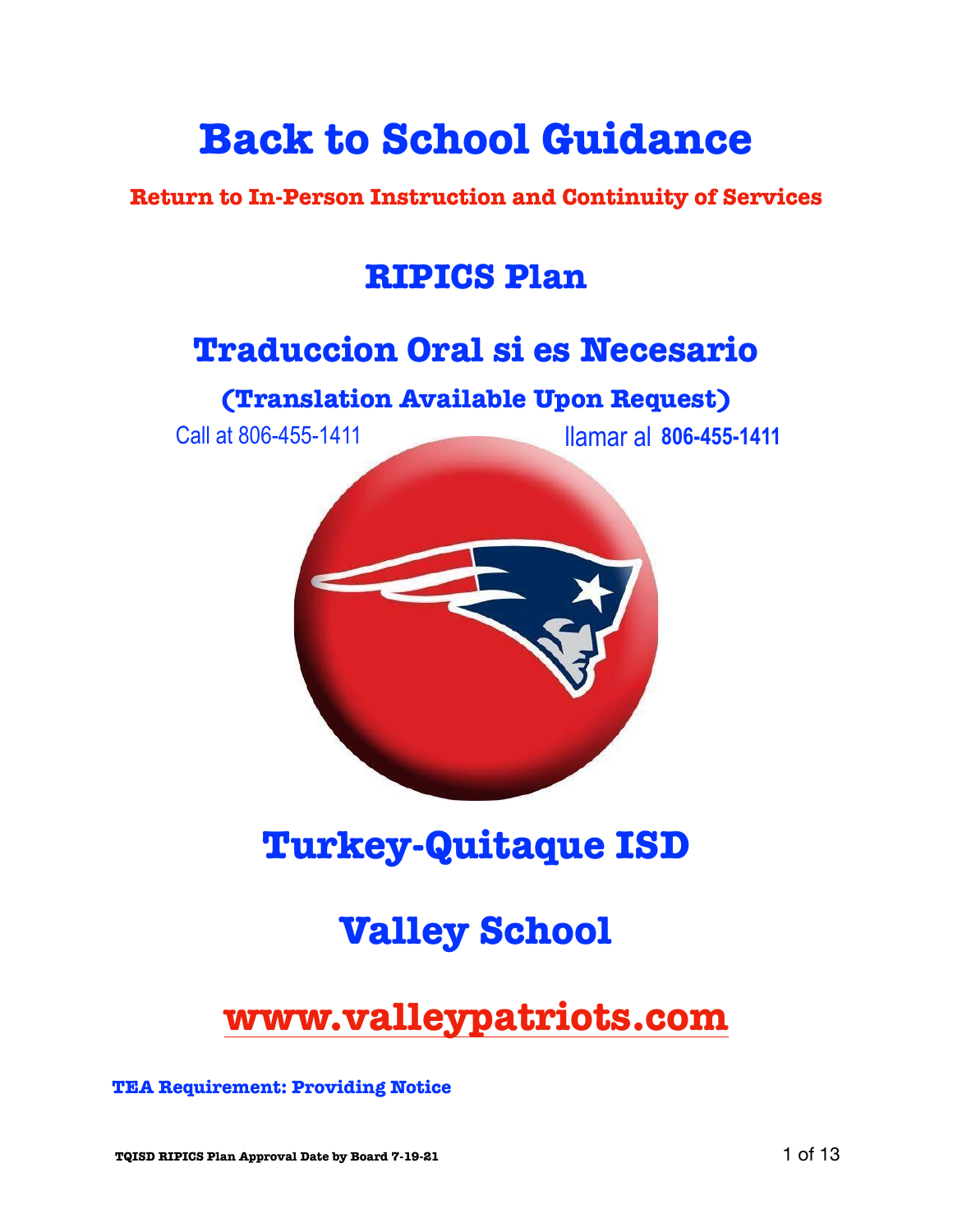# Back to School Guidance

**Return to In-Person Instruction and Continuity of Services**

## RIPICS Plan

## Traduccion Oral si es Necesario

**(Translation Available Upon Request)**

Call at 806-455-1411 llamar al **806-455-1411**

## Turkey-Quitaque ISD

## Valley School

## www.valleypatriots.com

**TEA Requirement: Providing Notice**

**TQISD RIPICS Plan Approval Date by Board 7-19-21**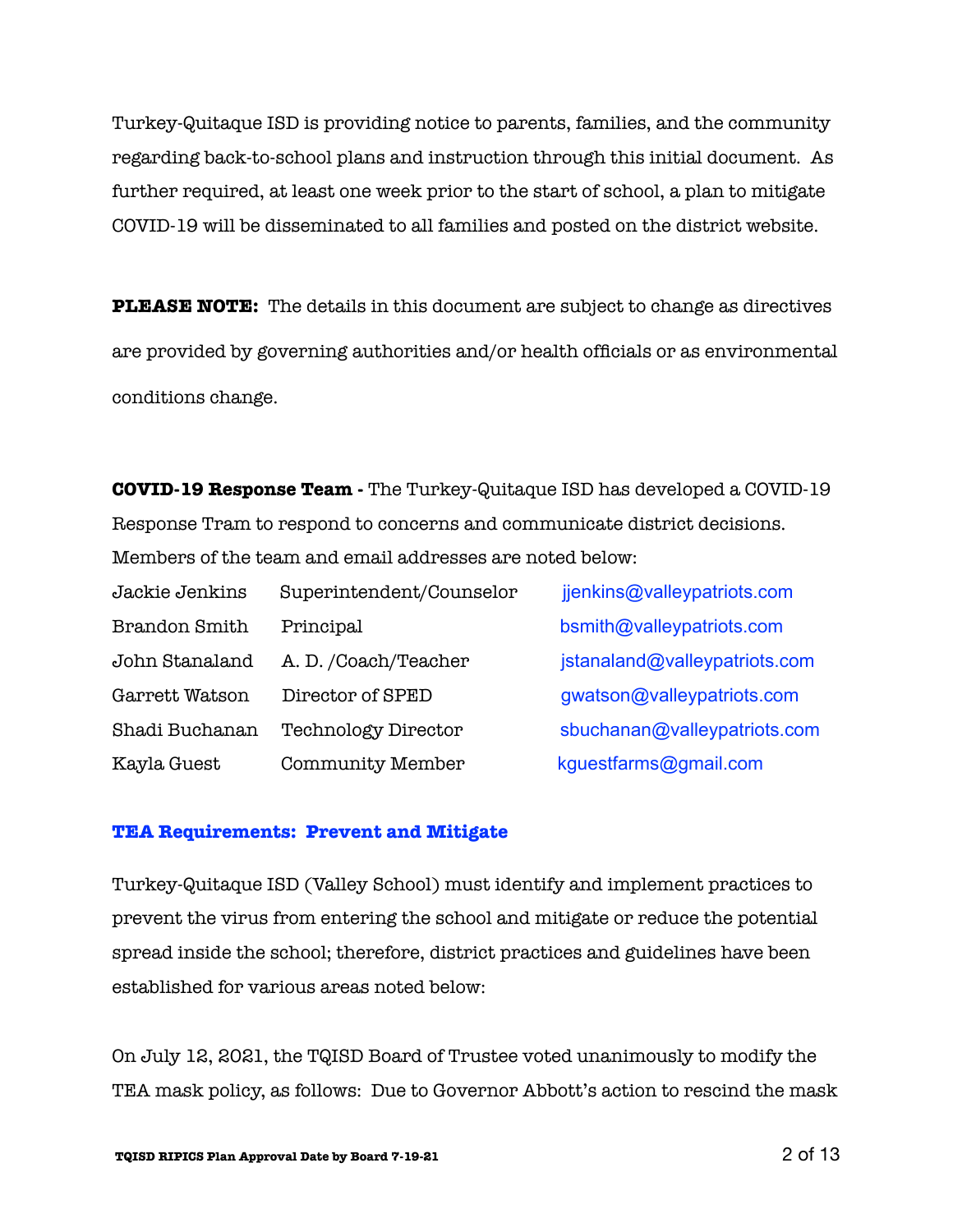Turkey-Quitaque ISD is providing notice to parents, families, and the community regarding back-to-school plans and instruction through this initial document. As further required, at least one week prior to the start of school, a plan to mitigate COVID-19 will be disseminated to all families and posted on the district website.

**PLEASE NOTE:** The details in this document are subject to change as directives are provided by governing authorities and/or health officials or as environmental conditions change.

**COVID-19 Response Team -** The Turkey-Quitaque ISD has developed a COVID-19 Response Tram to respond to concerns and communicate district decisions. Members of the team and email addresses are noted below:

| | | |
|---|---|---|
| Jackie Jenkins | Superintendent/Counselor | jjenkins@valleypatriots.com |
| Brandon Smith | Principal | bsmith@valleypatriots.com |
| John Stanaland | A. D. /Coach/Teacher | jstanaland@valleypatriots.com |
| Garrett Watson | Director of SPED | gwatson@valleypatriots.com |
| Shadi Buchanan | Technology Director | sbuchanan@valleypatriots.com |
| Kayla Guest | Community Member | kguestfarms@gmail.com |

## TEA Requirements: Prevent and Mitigate

Turkey-Quitaque ISD (Valley School) must identify and implement practices to prevent the virus from entering the school and mitigate or reduce the potential spread inside the school; therefore, district practices and guidelines have been established for various areas noted below:

On July 12, 2021, the TQISD Board of Trustee voted unanimously to modify the TEA mask policy, as follows: Due to Governor Abbott's action to rescind the mask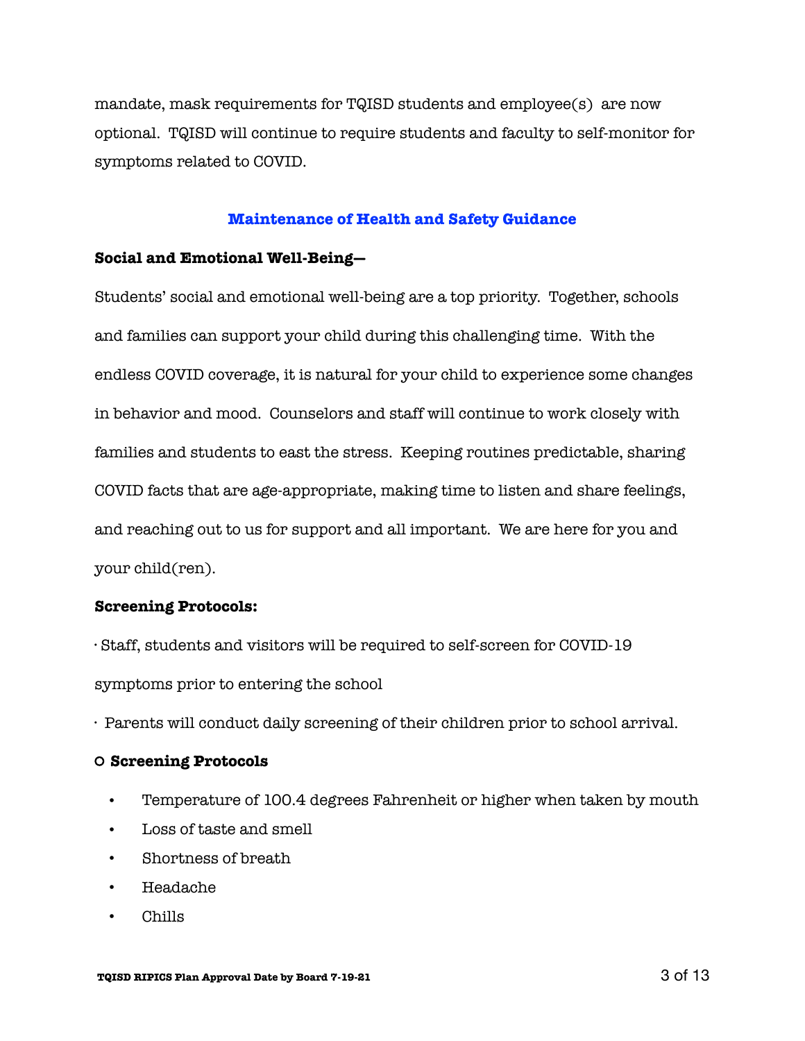mandate, mask requirements for TQISD students and employee(s) are now optional. TQISD will continue to require students and faculty to self-monitor for symptoms related to COVID.

## Maintenance of Health and Safety Guidance

**Social and Emotional Well-Being—**

Students' social and emotional well-being are a top priority. Together, schools and families can support your child during this challenging time. With the endless COVID coverage, it is natural for your child to experience some changes in behavior and mood. Counselors and staff will continue to work closely with families and students to east the stress. Keeping routines predictable, sharing COVID facts that are age-appropriate, making time to listen and share feelings, and reaching out to us for support and all important. We are here for you and your child(ren).

**Screening Protocols:**

· Staff, students and visitors will be required to self-screen for COVID-19 symptoms prior to entering the school

· Parents will conduct daily screening of their children prior to school arrival.

○ **Screening Protocols**

- Temperature of 100.4 degrees Fahrenheit or higher when taken by mouth
- Loss of taste and smell
- Shortness of breath
- Headache
- Chills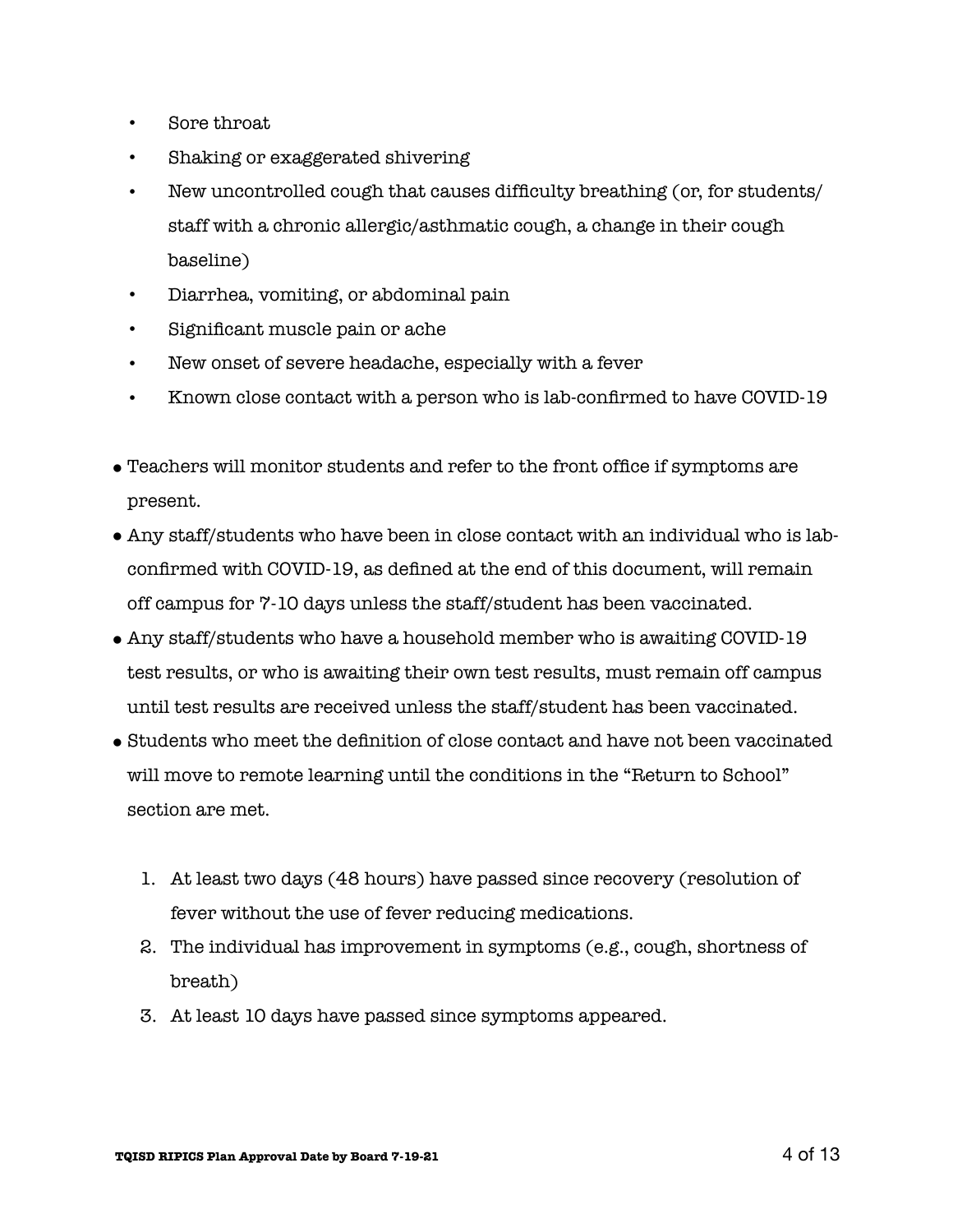- Sore throat
- Shaking or exaggerated shivering
- New uncontrolled cough that causes difficulty breathing (or, for students/staff with a chronic allergic/asthmatic cough, a change in their cough baseline)
- Diarrhea, vomiting, or abdominal pain
- Significant muscle pain or ache
- New onset of severe headache, especially with a fever
- Known close contact with a person who is lab-confirmed to have COVID-19

- Teachers will monitor students and refer to the front office if symptoms are present.
- Any staff/students who have been in close contact with an individual who is lab-confirmed with COVID-19, as defined at the end of this document, will remain off campus for 7-10 days unless the staff/student has been vaccinated.
- Any staff/students who have a household member who is awaiting COVID-19 test results, or who is awaiting their own test results, must remain off campus until test results are received unless the staff/student has been vaccinated.
- Students who meet the definition of close contact and have not been vaccinated will move to remote learning until the conditions in the "Return to School" section are met.

1. At least two days (48 hours) have passed since recovery (resolution of fever without the use of fever reducing medications.
2. The individual has improvement in symptoms (e.g., cough, shortness of breath)
3. At least 10 days have passed since symptoms appeared.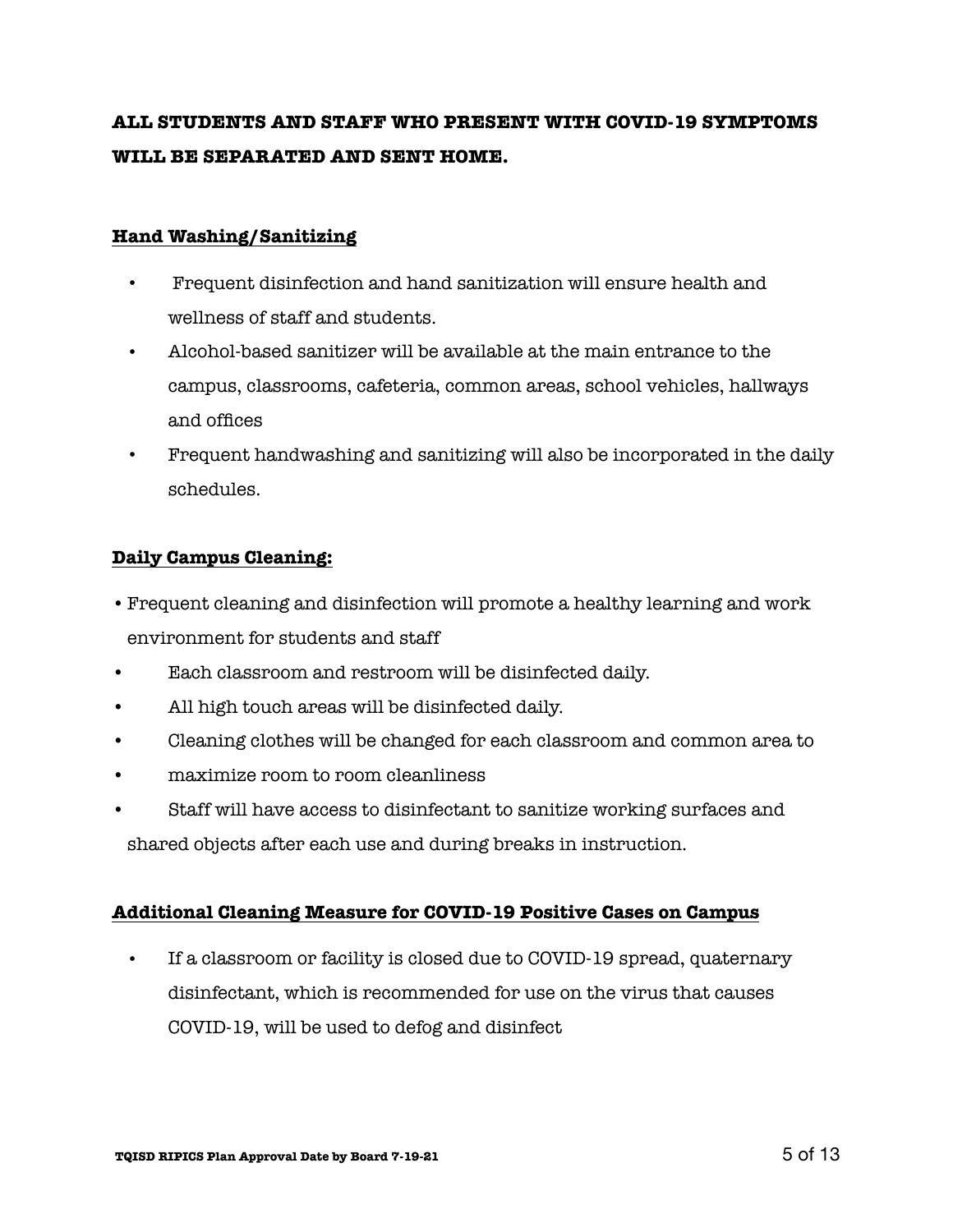**ALL STUDENTS AND STAFF WHO PRESENT WITH COVID-19 SYMPTOMS WILL BE SEPARATED AND SENT HOME.**

## Hand Washing/Sanitizing

- Frequent disinfection and hand sanitization will ensure health and wellness of staff and students.
- Alcohol-based sanitizer will be available at the main entrance to the campus, classrooms, cafeteria, common areas, school vehicles, hallways and offices
- Frequent handwashing and sanitizing will also be incorporated in the daily schedules.

## Daily Campus Cleaning:

- Frequent cleaning and disinfection will promote a healthy learning and work environment for students and staff
- Each classroom and restroom will be disinfected daily.
- All high touch areas will be disinfected daily.
- Cleaning clothes will be changed for each classroom and common area to
- maximize room to room cleanliness
- Staff will have access to disinfectant to sanitize working surfaces and shared objects after each use and during breaks in instruction.

## Additional Cleaning Measure for COVID-19 Positive Cases on Campus

- If a classroom or facility is closed due to COVID-19 spread, quaternary disinfectant, which is recommended for use on the virus that causes COVID-19, will be used to defog and disinfect

TQISD RIPICS Plan Approval Date by Board 7-19-21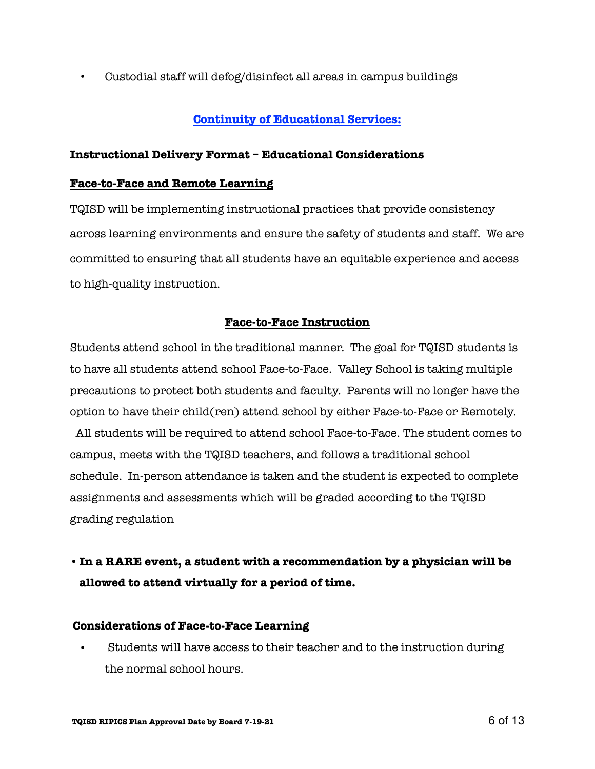- Custodial staff will defog/disinfect all areas in campus buildings

## Continuity of Educational Services:

**Instructional Delivery Format – Educational Considerations**

### Face-to-Face and Remote Learning

TQISD will be implementing instructional practices that provide consistency across learning environments and ensure the safety of students and staff. We are committed to ensuring that all students have an equitable experience and access to high-quality instruction.

### Face-to-Face Instruction

Students attend school in the traditional manner. The goal for TQISD students is to have all students attend school Face-to-Face. Valley School is taking multiple precautions to protect both students and faculty. Parents will no longer have the option to have their child(ren) attend school by either Face-to-Face or Remotely. All students will be required to attend school Face-to-Face. The student comes to campus, meets with the TQISD teachers, and follows a traditional school schedule. In-person attendance is taken and the student is expected to complete assignments and assessments which will be graded according to the TQISD grading regulation

- **In a RARE event, a student with a recommendation by a physician will be allowed to attend virtually for a period of time.**

### Considerations of Face-to-Face Learning

- Students will have access to their teacher and to the instruction during the normal school hours.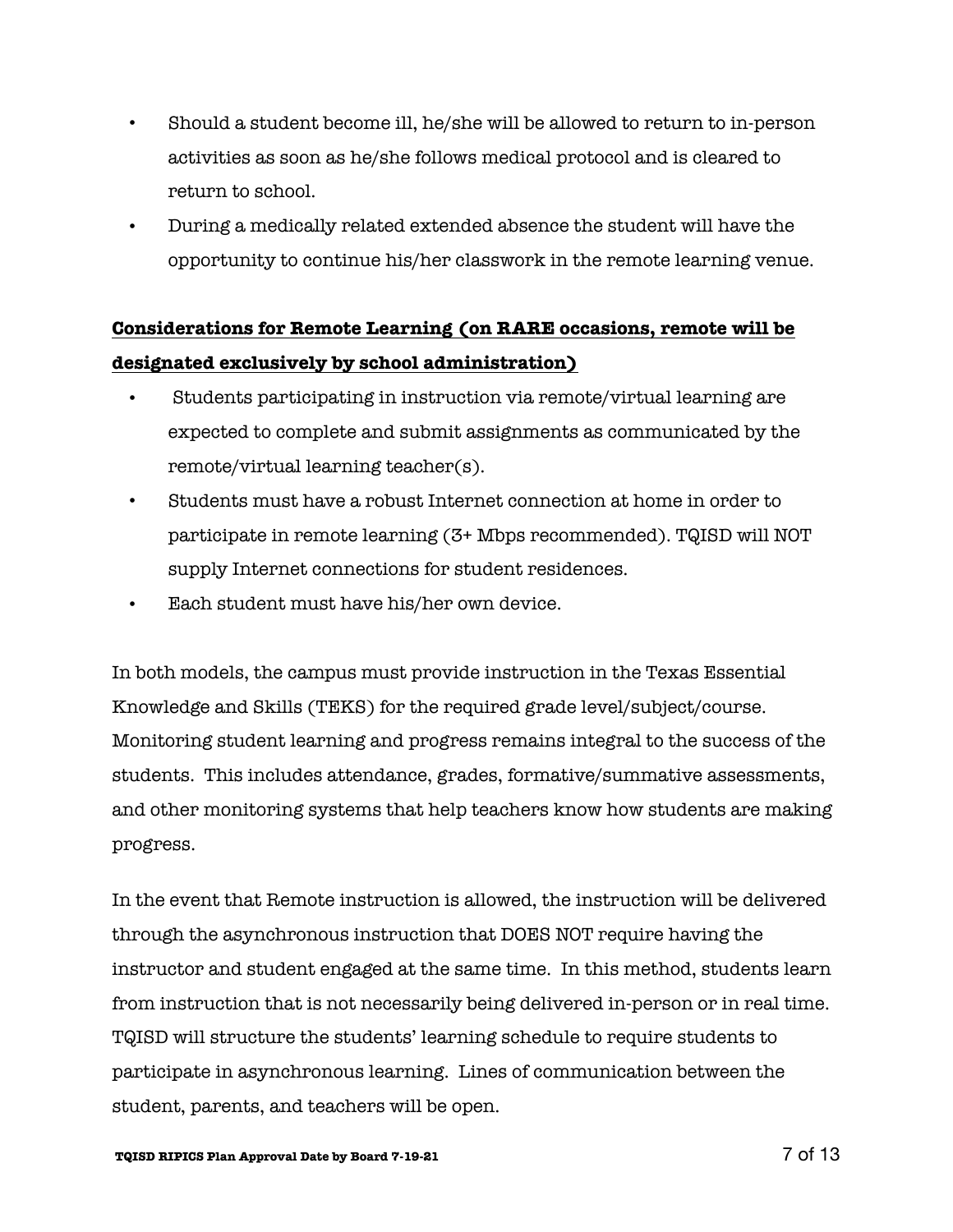- Should a student become ill, he/she will be allowed to return to in-person activities as soon as he/she follows medical protocol and is cleared to return to school.
- During a medically related extended absence the student will have the opportunity to continue his/her classwork in the remote learning venue.

**Considerations for Remote Learning (on RARE occasions, remote will be designated exclusively by school administration)**

- Students participating in instruction via remote/virtual learning are expected to complete and submit assignments as communicated by the remote/virtual learning teacher(s).
- Students must have a robust Internet connection at home in order to participate in remote learning (3+ Mbps recommended). TQISD will NOT supply Internet connections for student residences.
- Each student must have his/her own device.

In both models, the campus must provide instruction in the Texas Essential Knowledge and Skills (TEKS) for the required grade level/subject/course. Monitoring student learning and progress remains integral to the success of the students. This includes attendance, grades, formative/summative assessments, and other monitoring systems that help teachers know how students are making progress.

In the event that Remote instruction is allowed, the instruction will be delivered through the asynchronous instruction that DOES NOT require having the instructor and student engaged at the same time. In this method, students learn from instruction that is not necessarily being delivered in-person or in real time. TQISD will structure the students' learning schedule to require students to participate in asynchronous learning. Lines of communication between the student, parents, and teachers will be open.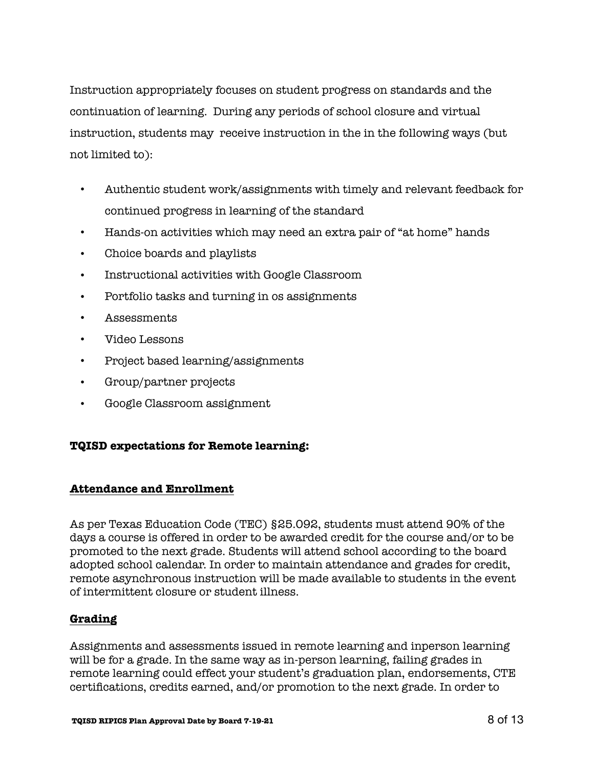Instruction appropriately focuses on student progress on standards and the continuation of learning. During any periods of school closure and virtual instruction, students may receive instruction in the in the following ways (but not limited to):

- Authentic student work/assignments with timely and relevant feedback for continued progress in learning of the standard
- Hands-on activities which may need an extra pair of "at home" hands
- Choice boards and playlists
- Instructional activities with Google Classroom
- Portfolio tasks and turning in os assignments
- Assessments
- Video Lessons
- Project based learning/assignments
- Group/partner projects
- Google Classroom assignment

**TQISD expectations for Remote learning:**

**<u>Attendance and Enrollment</u>**

As per Texas Education Code (TEC) §25.092, students must attend 90% of the days a course is offered in order to be awarded credit for the course and/or to be promoted to the next grade. Students will attend school according to the board adopted school calendar. In order to maintain attendance and grades for credit, remote asynchronous instruction will be made available to students in the event of intermittent closure or student illness.

**<u>Grading</u>**

Assignments and assessments issued in remote learning and inperson learning will be for a grade. In the same way as in-person learning, failing grades in remote learning could effect your student's graduation plan, endorsements, CTE certifications, credits earned, and/or promotion to the next grade. In order to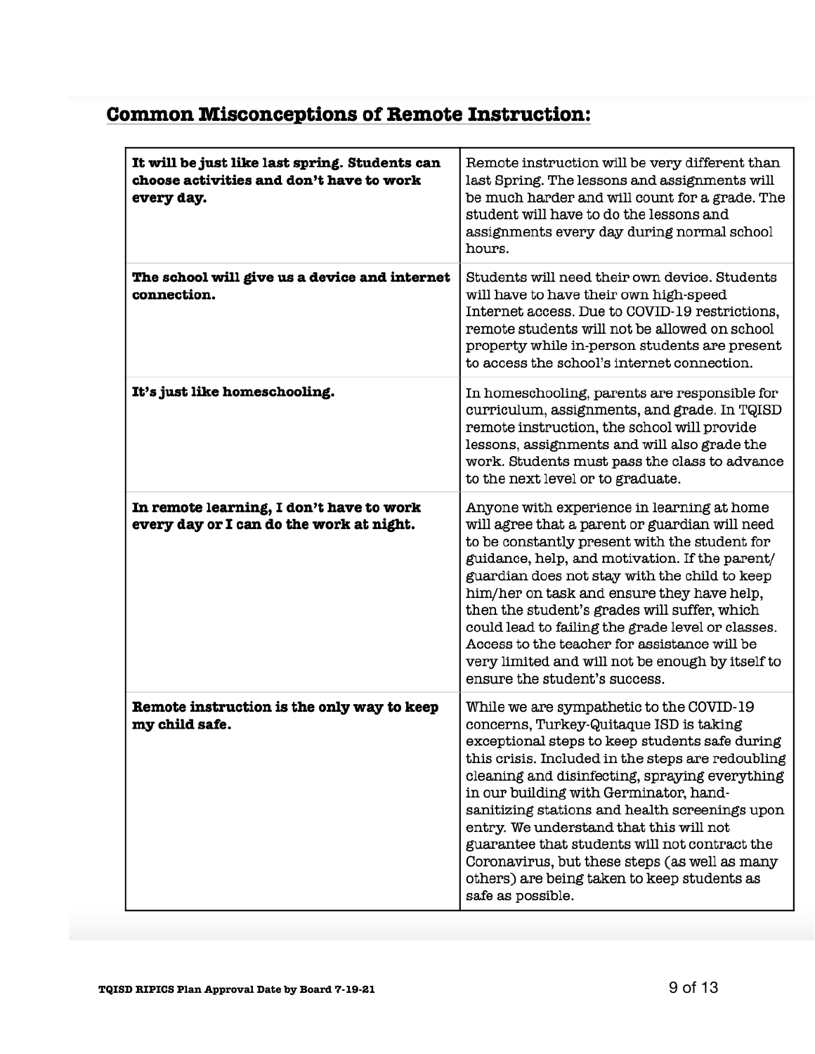## Common Misconceptions of Remote Instruction:

| | |
|---|---|
| **It will be just like last spring. Students can choose activities and don't have to work every day.** | Remote instruction will be very different than last Spring. The lessons and assignments will be much harder and will count for a grade. The student will have to do the lessons and assignments every day during normal school hours. |
| **The school will give us a device and internet connection.** | Students will need their own device. Students will have to have their own high-speed Internet access. Due to COVID-19 restrictions, remote students will not be allowed on school property while in-person students are present to access the school's internet connection. |
| **It's just like homeschooling.** | In homeschooling, parents are responsible for curriculum, assignments, and grade. In TQISD remote instruction, the school will provide lessons, assignments and will also grade the work. Students must pass the class to advance to the next level or to graduate. |
| **In remote learning, I don't have to work every day or I can do the work at night.** | Anyone with experience in learning at home will agree that a parent or guardian will need to be constantly present with the student for guidance, help, and motivation. If the parent/guardian does not stay with the child to keep him/her on task and ensure they have help, then the student's grades will suffer, which could lead to failing the grade level or classes. Access to the teacher for assistance will be very limited and will not be enough by itself to ensure the student's success. |
| **Remote instruction is the only way to keep my child safe.** | While we are sympathetic to the COVID-19 concerns, Turkey-Quitaque ISD is taking exceptional steps to keep students safe during this crisis. Included in the steps are redoubling cleaning and disinfecting, spraying everything in our building with Germinator, hand-sanitizing stations and health screenings upon entry. We understand that this will not guarantee that students will not contract the Coronavirus, but these steps (as well as many others) are being taken to keep students as safe as possible. |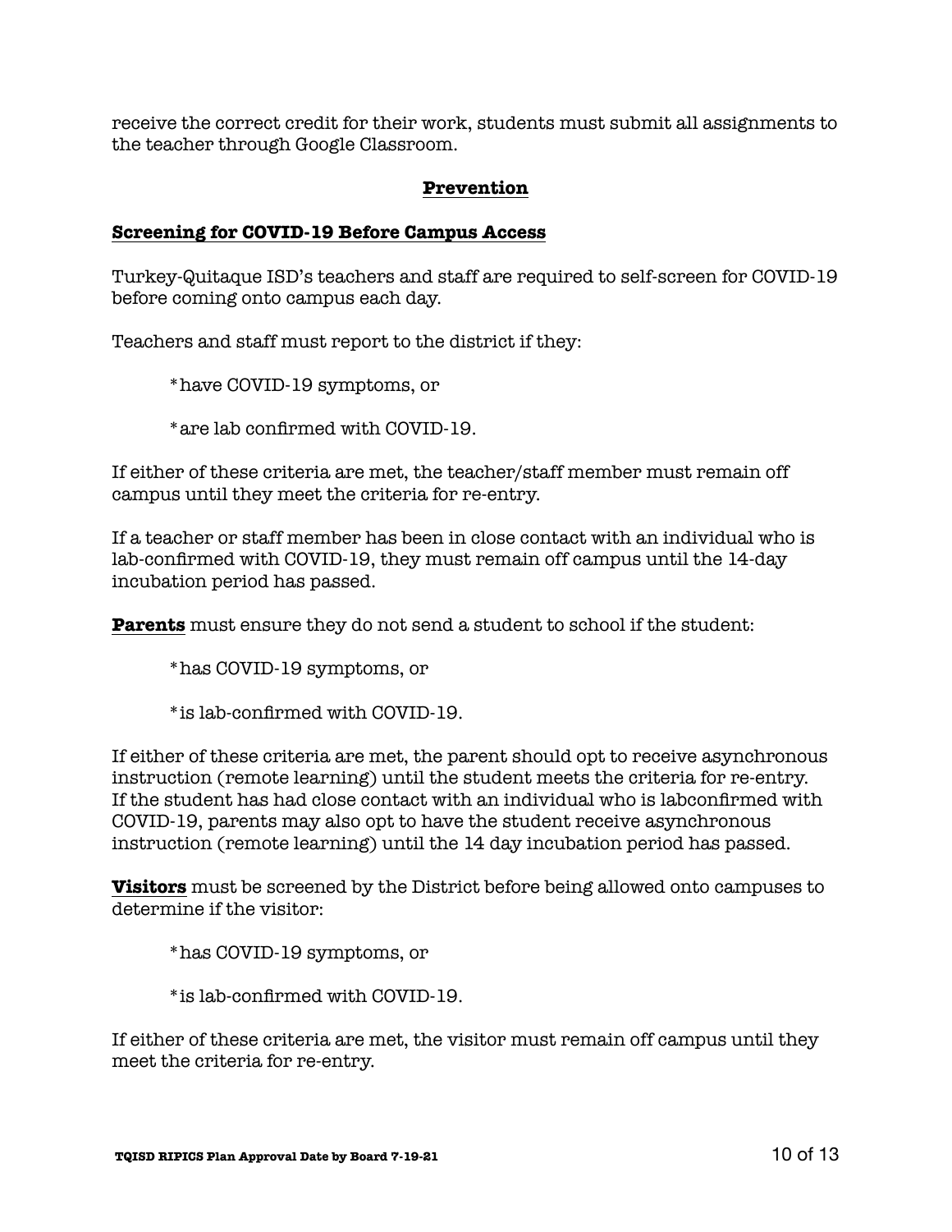receive the correct credit for their work, students must submit all assignments to the teacher through Google Classroom.

## Prevention

### Screening for COVID-19 Before Campus Access

Turkey-Quitaque ISD's teachers and staff are required to self-screen for COVID-19 before coming onto campus each day.

Teachers and staff must report to the district if they:

*have COVID-19 symptoms, or

*are lab confirmed with COVID-19.

If either of these criteria are met, the teacher/staff member must remain off campus until they meet the criteria for re-entry.

If a teacher or staff member has been in close contact with an individual who is lab-confirmed with COVID-19, they must remain off campus until the 14-day incubation period has passed.

**Parents** must ensure they do not send a student to school if the student:

*has COVID-19 symptoms, or

*is lab-confirmed with COVID-19.

If either of these criteria are met, the parent should opt to receive asynchronous instruction (remote learning) until the student meets the criteria for re-entry. If the student has had close contact with an individual who is labconfirmed with COVID-19, parents may also opt to have the student receive asynchronous instruction (remote learning) until the 14 day incubation period has passed.

**Visitors** must be screened by the District before being allowed onto campuses to determine if the visitor:

*has COVID-19 symptoms, or

*is lab-confirmed with COVID-19.

If either of these criteria are met, the visitor must remain off campus until they meet the criteria for re-entry.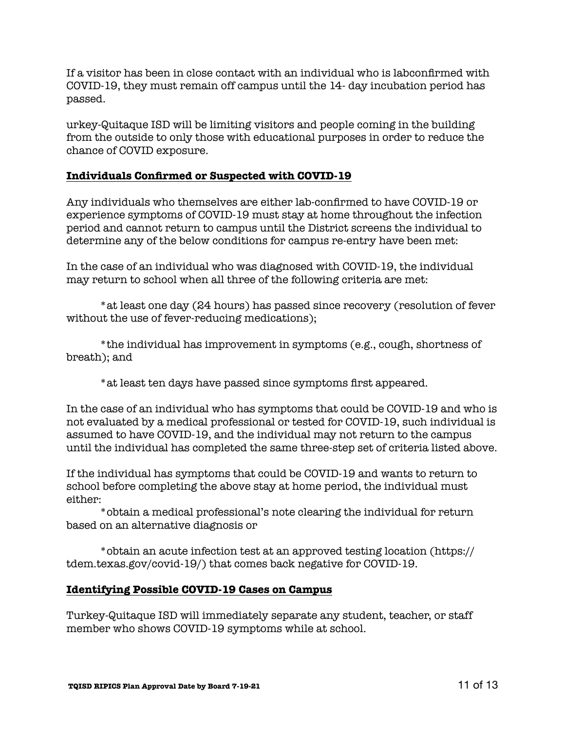If a visitor has been in close contact with an individual who is labconfirmed with COVID-19, they must remain off campus until the 14- day incubation period has passed.

urkey-Quitaque ISD will be limiting visitors and people coming in the building from the outside to only those with educational purposes in order to reduce the chance of COVID exposure.

**Individuals Confirmed or Suspected with COVID-19**

Any individuals who themselves are either lab-confirmed to have COVID-19 or experience symptoms of COVID-19 must stay at home throughout the infection period and cannot return to campus until the District screens the individual to determine any of the below conditions for campus re-entry have been met:

In the case of an individual who was diagnosed with COVID-19, the individual may return to school when all three of the following criteria are met:

*at least one day (24 hours) has passed since recovery (resolution of fever without the use of fever-reducing medications);

*the individual has improvement in symptoms (e.g., cough, shortness of breath); and

*at least ten days have passed since symptoms first appeared.

In the case of an individual who has symptoms that could be COVID-19 and who is not evaluated by a medical professional or tested for COVID-19, such individual is assumed to have COVID-19, and the individual may not return to the campus until the individual has completed the same three-step set of criteria listed above.

If the individual has symptoms that could be COVID-19 and wants to return to school before completing the above stay at home period, the individual must either:

*obtain a medical professional's note clearing the individual for return based on an alternative diagnosis or

*obtain an acute infection test at an approved testing location (https://tdem.texas.gov/covid-19/) that comes back negative for COVID-19.

**Identifying Possible COVID-19 Cases on Campus**

Turkey-Quitaque ISD will immediately separate any student, teacher, or staff member who shows COVID-19 symptoms while at school.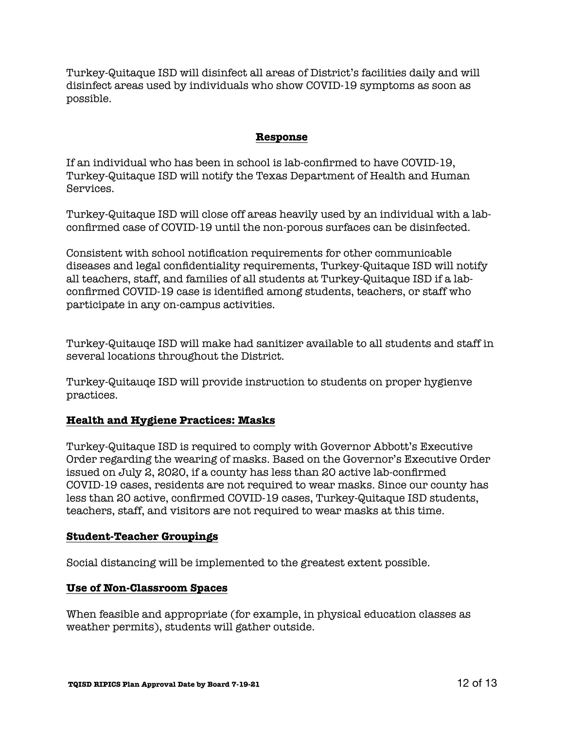Turkey-Quitaque ISD will disinfect all areas of District's facilities daily and will disinfect areas used by individuals who show COVID-19 symptoms as soon as possible.

## **Response**

If an individual who has been in school is lab-confirmed to have COVID-19, Turkey-Quitaque ISD will notify the Texas Department of Health and Human Services.

Turkey-Quitaque ISD will close off areas heavily used by an individual with a lab-confirmed case of COVID-19 until the non-porous surfaces can be disinfected.

Consistent with school notification requirements for other communicable diseases and legal confidentiality requirements, Turkey-Quitaque ISD will notify all teachers, staff, and families of all students at Turkey-Quitaque ISD if a lab-confirmed COVID-19 case is identified among students, teachers, or staff who participate in any on-campus activities.

Turkey-Quitauqe ISD will make had sanitizer available to all students and staff in several locations throughout the District.

Turkey-Quitauqe ISD will provide instruction to students on proper hygienve practices.

## **Health and Hygiene Practices: Masks**

Turkey-Quitaque ISD is required to comply with Governor Abbott's Executive Order regarding the wearing of masks. Based on the Governor's Executive Order issued on July 2, 2020, if a county has less than 20 active lab-confirmed COVID-19 cases, residents are not required to wear masks. Since our county has less than 20 active, confirmed COVID-19 cases, Turkey-Quitaque ISD students, teachers, staff, and visitors are not required to wear masks at this time.

## **Student-Teacher Groupings**

Social distancing will be implemented to the greatest extent possible.

## **Use of Non-Classroom Spaces**

When feasible and appropriate (for example, in physical education classes as weather permits), students will gather outside.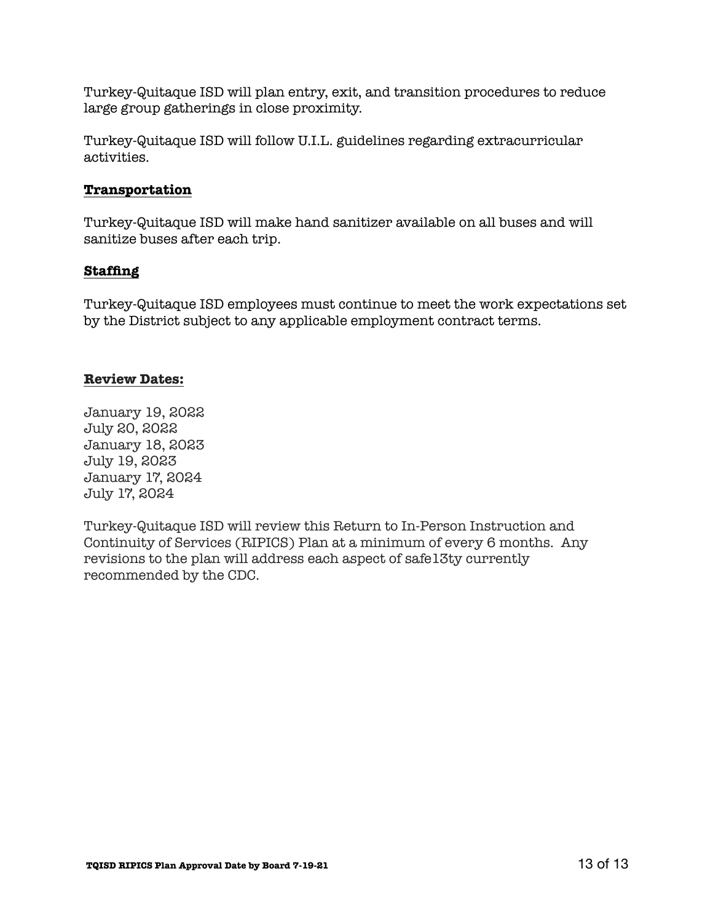Turkey-Quitaque ISD will plan entry, exit, and transition procedures to reduce large group gatherings in close proximity.

Turkey-Quitaque ISD will follow U.I.L. guidelines regarding extracurricular activities.

## Transportation

Turkey-Quitaque ISD will make hand sanitizer available on all buses and will sanitize buses after each trip.

## Staffing

Turkey-Quitaque ISD employees must continue to meet the work expectations set by the District subject to any applicable employment contract terms.

## Review Dates:

January 19, 2022
July 20, 2022
January 18, 2023
July 19, 2023
January 17, 2024
July 17, 2024

Turkey-Quitaque ISD will review this Return to In-Person Instruction and Continuity of Services (RIPICS) Plan at a minimum of every 6 months. Any revisions to the plan will address each aspect of safe13ty currently recommended by the CDC.